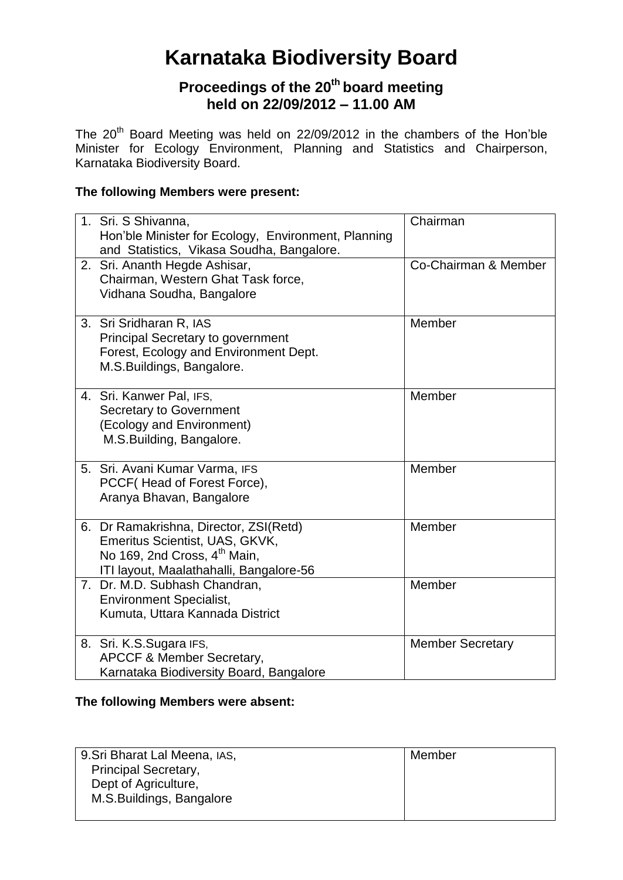# Karnataka Biodiversity Board

## Proceedings of the 20th board meeting held on 22/09/2012 – 11.00 AM

The 20th Board Meeting was held on 22/09/2012 in the chambers of the Hon'ble Minister for Ecology Environment, Planning and Statistics and Chairperson, Karnataka Biodiversity Board.

**The following Members were present:**

| | |
|---|---|
| 1. Sri. S Shivanna, Hon'ble Minister for Ecology, Environment, Planning and Statistics, Vikasa Soudha, Bangalore. | Chairman |
| 2. Sri. Ananth Hegde Ashisar, Chairman, Western Ghat Task force, Vidhana Soudha, Bangalore | Co-Chairman & Member |
| 3. Sri Sridharan R, IAS Principal Secretary to government Forest, Ecology and Environment Dept. M.S.Buildings, Bangalore. | Member |
| 4. Sri. Kanwer Pal, IFS, Secretary to Government (Ecology and Environment) M.S.Building, Bangalore. | Member |
| 5. Sri. Avani Kumar Varma, IFS PCCF( Head of Forest Force), Aranya Bhavan, Bangalore | Member |
| 6. Dr Ramakrishna, Director, ZSI(Retd) Emeritus Scientist, UAS, GKVK, No 169, 2nd Cross, 4th Main, ITI layout, Maalathahalli, Bangalore-56 | Member |
| 7. Dr. M.D. Subhash Chandran, Environment Specialist, Kumuta, Uttara Kannada District | Member |
| 8. Sri. K.S.Sugara IFS, APCCF & Member Secretary, Karnataka Biodiversity Board, Bangalore | Member Secretary |

**The following Members were absent:**

| | |
|---|---|
| 9.Sri Bharat Lal Meena, IAS, Principal Secretary, Dept of Agriculture, M.S.Buildings, Bangalore | Member |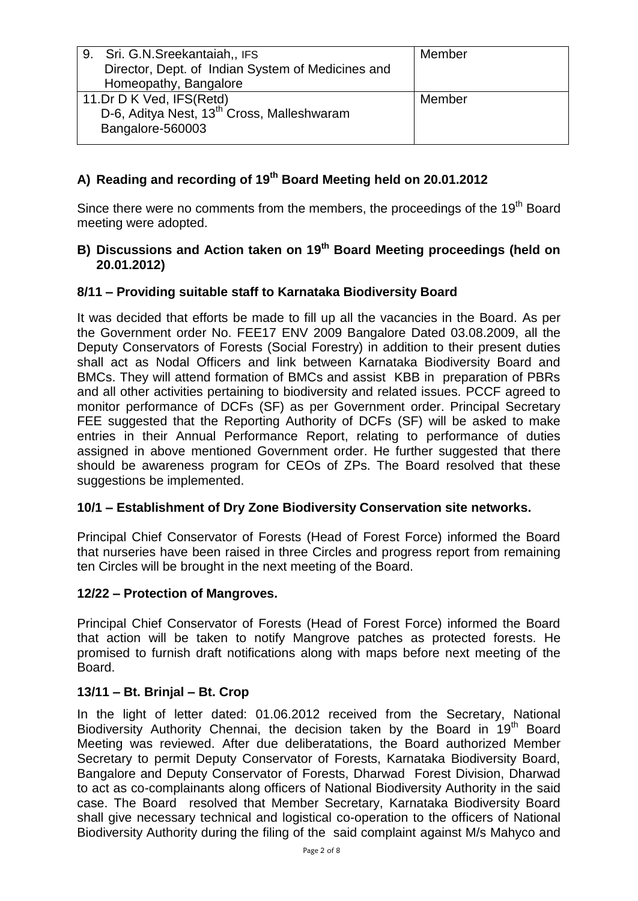| 9. Sri. G.N.Sreekantaiah,, IFS Director, Dept. of Indian System of Medicines and Homeopathy, Bangalore | Member |
|---|---|
| 11.Dr D K Ved, IFS(Retd) D-6, Aditya Nest, 13th Cross, Malleshwaram Bangalore-560003 | Member |

## A) Reading and recording of 19th Board Meeting held on 20.01.2012

Since there were no comments from the members, the proceedings of the 19th Board meeting were adopted.

## B) Discussions and Action taken on 19th Board Meeting proceedings (held on 20.01.2012)

### 8/11 – Providing suitable staff to Karnataka Biodiversity Board

It was decided that efforts be made to fill up all the vacancies in the Board. As per the Government order No. FEE17 ENV 2009 Bangalore Dated 03.08.2009, all the Deputy Conservators of Forests (Social Forestry) in addition to their present duties shall act as Nodal Officers and link between Karnataka Biodiversity Board and BMCs. They will attend formation of BMCs and assist KBB in preparation of PBRs and all other activities pertaining to biodiversity and related issues. PCCF agreed to monitor performance of DCFs (SF) as per Government order. Principal Secretary FEE suggested that the Reporting Authority of DCFs (SF) will be asked to make entries in their Annual Performance Report, relating to performance of duties assigned in above mentioned Government order. He further suggested that there should be awareness program for CEOs of ZPs. The Board resolved that these suggestions be implemented.

### 10/1 – Establishment of Dry Zone Biodiversity Conservation site networks.

Principal Chief Conservator of Forests (Head of Forest Force) informed the Board that nurseries have been raised in three Circles and progress report from remaining ten Circles will be brought in the next meeting of the Board.

### 12/22 – Protection of Mangroves.

Principal Chief Conservator of Forests (Head of Forest Force) informed the Board that action will be taken to notify Mangrove patches as protected forests. He promised to furnish draft notifications along with maps before next meeting of the Board.

### 13/11 – Bt. Brinjal – Bt. Crop

In the light of letter dated: 01.06.2012 received from the Secretary, National Biodiversity Authority Chennai, the decision taken by the Board in 19th Board Meeting was reviewed. After due deliberatations, the Board authorized Member Secretary to permit Deputy Conservator of Forests, Karnataka Biodiversity Board, Bangalore and Deputy Conservator of Forests, Dharwad Forest Division, Dharwad to act as co-complainants along officers of National Biodiversity Authority in the said case. The Board resolved that Member Secretary, Karnataka Biodiversity Board shall give necessary technical and logistical co-operation to the officers of National Biodiversity Authority during the filing of the said complaint against M/s Mahyco and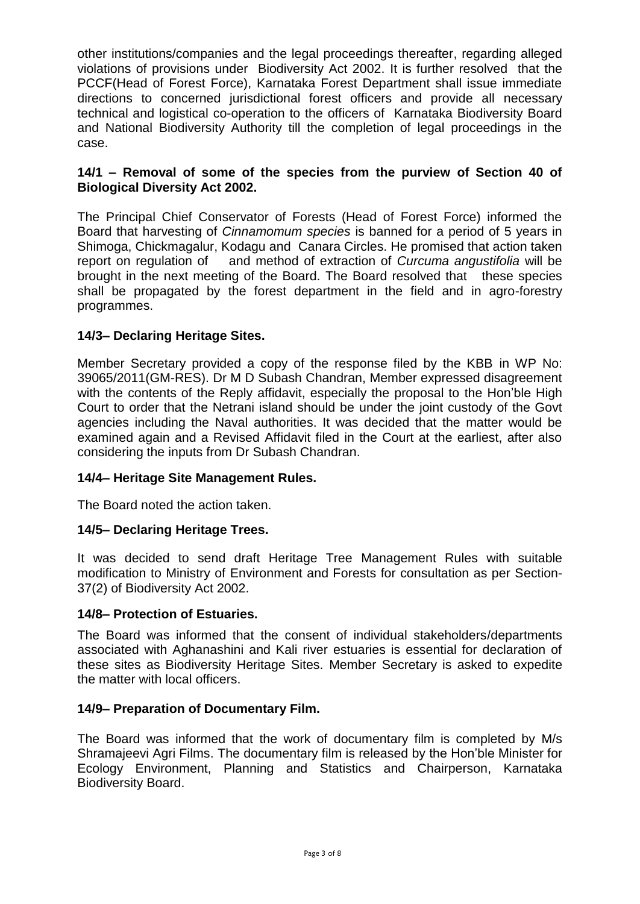other institutions/companies and the legal proceedings thereafter, regarding alleged violations of provisions under Biodiversity Act 2002. It is further resolved that the PCCF(Head of Forest Force), Karnataka Forest Department shall issue immediate directions to concerned jurisdictional forest officers and provide all necessary technical and logistical co-operation to the officers of Karnataka Biodiversity Board and National Biodiversity Authority till the completion of legal proceedings in the case.

### 14/1 – Removal of some of the species from the purview of Section 40 of Biological Diversity Act 2002.

The Principal Chief Conservator of Forests (Head of Forest Force) informed the Board that harvesting of *Cinnamomum species* is banned for a period of 5 years in Shimoga, Chickmagalur, Kodagu and Canara Circles. He promised that action taken report on regulation of and method of extraction of *Curcuma angustifolia* will be brought in the next meeting of the Board. The Board resolved that these species shall be propagated by the forest department in the field and in agro-forestry programmes.

### 14/3– Declaring Heritage Sites.

Member Secretary provided a copy of the response filed by the KBB in WP No: 39065/2011(GM-RES). Dr M D Subash Chandran, Member expressed disagreement with the contents of the Reply affidavit, especially the proposal to the Hon'ble High Court to order that the Netrani island should be under the joint custody of the Govt agencies including the Naval authorities. It was decided that the matter would be examined again and a Revised Affidavit filed in the Court at the earliest, after also considering the inputs from Dr Subash Chandran.

### 14/4– Heritage Site Management Rules.

The Board noted the action taken.

### 14/5– Declaring Heritage Trees.

It was decided to send draft Heritage Tree Management Rules with suitable modification to Ministry of Environment and Forests for consultation as per Section-37(2) of Biodiversity Act 2002.

### 14/8– Protection of Estuaries.

The Board was informed that the consent of individual stakeholders/departments associated with Aghanashini and Kali river estuaries is essential for declaration of these sites as Biodiversity Heritage Sites. Member Secretary is asked to expedite the matter with local officers.

### 14/9– Preparation of Documentary Film.

The Board was informed that the work of documentary film is completed by M/s Shramajeevi Agri Films. The documentary film is released by the Hon'ble Minister for Ecology Environment, Planning and Statistics and Chairperson, Karnataka Biodiversity Board.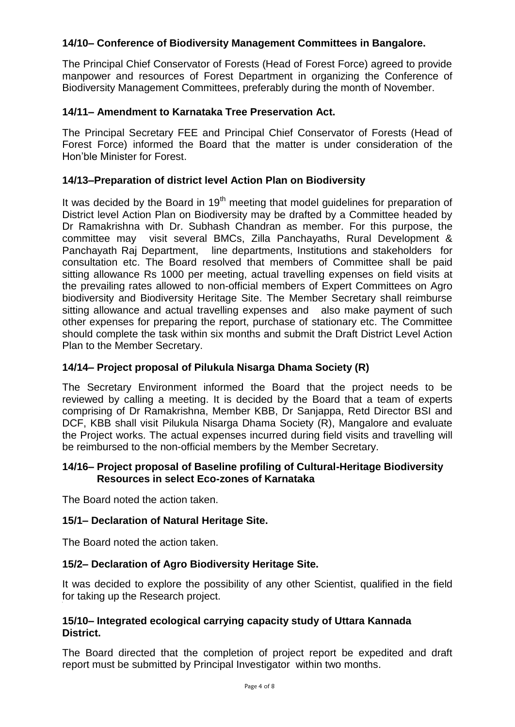### 14/10– Conference of Biodiversity Management Committees in Bangalore.

The Principal Chief Conservator of Forests (Head of Forest Force) agreed to provide manpower and resources of Forest Department in organizing the Conference of Biodiversity Management Committees, preferably during the month of November.

### 14/11– Amendment to Karnataka Tree Preservation Act.

The Principal Secretary FEE and Principal Chief Conservator of Forests (Head of Forest Force) informed the Board that the matter is under consideration of the Hon'ble Minister for Forest.

### 14/13–Preparation of district level Action Plan on Biodiversity

It was decided by the Board in 19th meeting that model guidelines for preparation of District level Action Plan on Biodiversity may be drafted by a Committee headed by Dr Ramakrishna with Dr. Subhash Chandran as member. For this purpose, the committee may visit several BMCs, Zilla Panchayaths, Rural Development & Panchayath Raj Department, line departments, Institutions and stakeholders for consultation etc. The Board resolved that members of Committee shall be paid sitting allowance Rs 1000 per meeting, actual travelling expenses on field visits at the prevailing rates allowed to non-official members of Expert Committees on Agro biodiversity and Biodiversity Heritage Site. The Member Secretary shall reimburse sitting allowance and actual travelling expenses and also make payment of such other expenses for preparing the report, purchase of stationary etc. The Committee should complete the task within six months and submit the Draft District Level Action Plan to the Member Secretary.

### 14/14– Project proposal of Pilukula Nisarga Dhama Society (R)

The Secretary Environment informed the Board that the project needs to be reviewed by calling a meeting. It is decided by the Board that a team of experts comprising of Dr Ramakrishna, Member KBB, Dr Sanjappa, Retd Director BSI and DCF, KBB shall visit Pilukula Nisarga Dhama Society (R), Mangalore and evaluate the Project works. The actual expenses incurred during field visits and travelling will be reimbursed to the non-official members by the Member Secretary.

### 14/16– Project proposal of Baseline profiling of Cultural-Heritage Biodiversity Resources in select Eco-zones of Karnataka

The Board noted the action taken.

### 15/1– Declaration of Natural Heritage Site.

The Board noted the action taken.

### 15/2– Declaration of Agro Biodiversity Heritage Site.

It was decided to explore the possibility of any other Scientist, qualified in the field for taking up the Research project.

### 15/10– Integrated ecological carrying capacity study of Uttara Kannada District.

The Board directed that the completion of project report be expedited and draft report must be submitted by Principal Investigator within two months.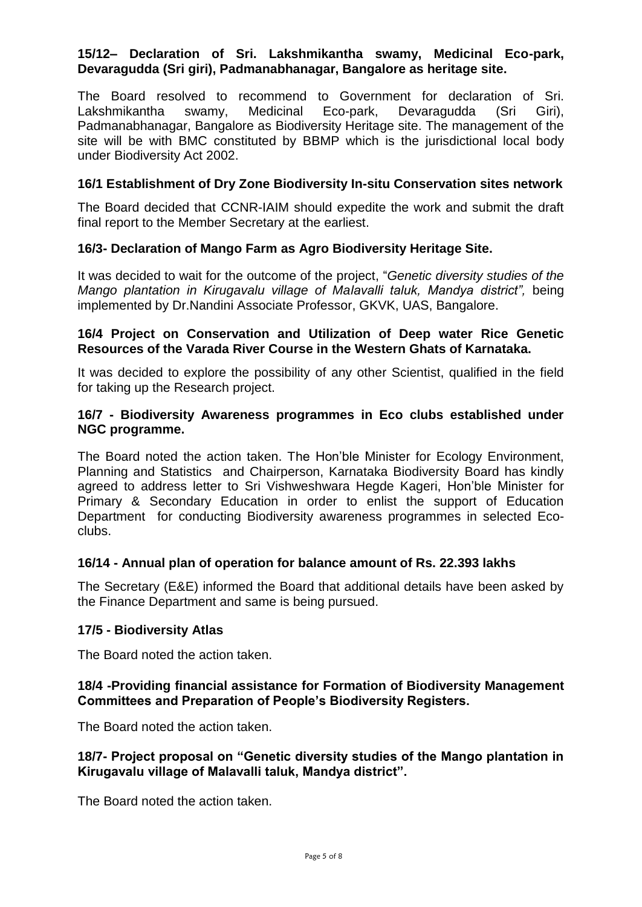**15/12– Declaration of Sri. Lakshmikantha swamy, Medicinal Eco-park, Devaragudda (Sri giri), Padmanabhanagar, Bangalore as heritage site.**

The Board resolved to recommend to Government for declaration of Sri. Lakshmikantha swamy, Medicinal Eco-park, Devaragudda (Sri Giri), Padmanabhanagar, Bangalore as Biodiversity Heritage site. The management of the site will be with BMC constituted by BBMP which is the jurisdictional local body under Biodiversity Act 2002.

**16/1 Establishment of Dry Zone Biodiversity In-situ Conservation sites network**

The Board decided that CCNR-IAIM should expedite the work and submit the draft final report to the Member Secretary at the earliest.

**16/3- Declaration of Mango Farm as Agro Biodiversity Heritage Site.**

It was decided to wait for the outcome of the project, "*Genetic diversity studies of the Mango plantation in Kirugavalu village of Malavalli taluk, Mandya district",* being implemented by Dr.Nandini Associate Professor, GKVK, UAS, Bangalore.

**16/4 Project on Conservation and Utilization of Deep water Rice Genetic Resources of the Varada River Course in the Western Ghats of Karnataka.**

It was decided to explore the possibility of any other Scientist, qualified in the field for taking up the Research project.

**16/7 - Biodiversity Awareness programmes in Eco clubs established under NGC programme.**

The Board noted the action taken. The Hon'ble Minister for Ecology Environment, Planning and Statistics and Chairperson, Karnataka Biodiversity Board has kindly agreed to address letter to Sri Vishweshwara Hegde Kageri, Hon'ble Minister for Primary & Secondary Education in order to enlist the support of Education Department for conducting Biodiversity awareness programmes in selected Eco-clubs.

**16/14 - Annual plan of operation for balance amount of Rs. 22.393 lakhs**

The Secretary (E&E) informed the Board that additional details have been asked by the Finance Department and same is being pursued.

**17/5 - Biodiversity Atlas**

The Board noted the action taken.

**18/4 -Providing financial assistance for Formation of Biodiversity Management Committees and Preparation of People's Biodiversity Registers.**

The Board noted the action taken.

**18/7- Project proposal on "Genetic diversity studies of the Mango plantation in Kirugavalu village of Malavalli taluk, Mandya district".**

The Board noted the action taken.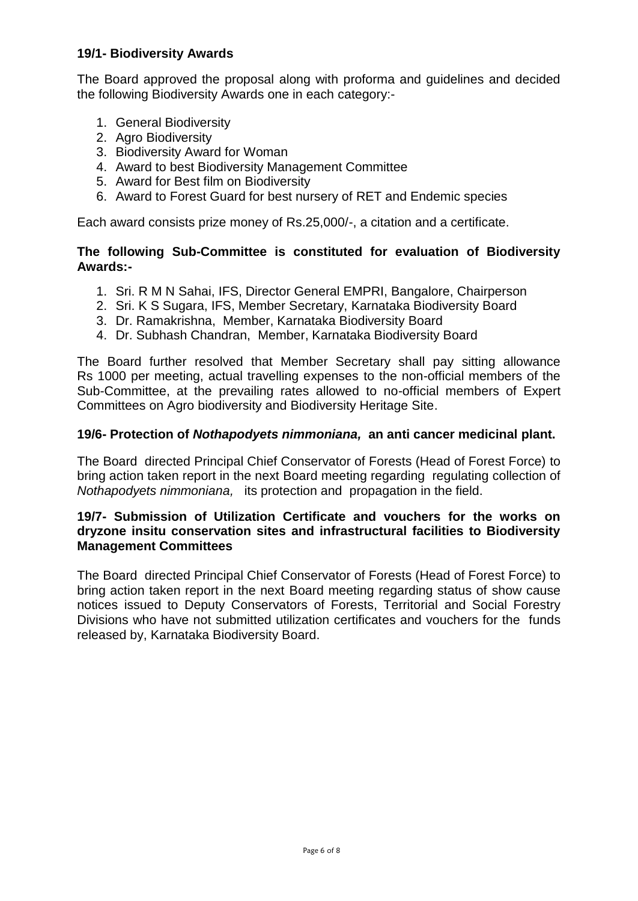### 19/1- Biodiversity Awards

The Board approved the proposal along with proforma and guidelines and decided the following Biodiversity Awards one in each category:-

1. General Biodiversity
2. Agro Biodiversity
3. Biodiversity Award for Woman
4. Award to best Biodiversity Management Committee
5. Award for Best film on Biodiversity
6. Award to Forest Guard for best nursery of RET and Endemic species

Each award consists prize money of Rs.25,000/-, a citation and a certificate.

**The following Sub-Committee is constituted for evaluation of Biodiversity Awards:-**

1. Sri. R M N Sahai, IFS, Director General EMPRI, Bangalore, Chairperson
2. Sri. K S Sugara, IFS, Member Secretary, Karnataka Biodiversity Board
3. Dr. Ramakrishna, Member, Karnataka Biodiversity Board
4. Dr. Subhash Chandran, Member, Karnataka Biodiversity Board

The Board further resolved that Member Secretary shall pay sitting allowance Rs 1000 per meeting, actual travelling expenses to the non-official members of the Sub-Committee, at the prevailing rates allowed to no-official members of Expert Committees on Agro biodiversity and Biodiversity Heritage Site.

### 19/6- Protection of *Nothapodyets nimmoniana,* an anti cancer medicinal plant.

The Board directed Principal Chief Conservator of Forests (Head of Forest Force) to bring action taken report in the next Board meeting regarding regulating collection of *Nothapodyets nimmoniana,* its protection and propagation in the field.

### 19/7- Submission of Utilization Certificate and vouchers for the works on dryzone insitu conservation sites and infrastructural facilities to Biodiversity Management Committees

The Board directed Principal Chief Conservator of Forests (Head of Forest Force) to bring action taken report in the next Board meeting regarding status of show cause notices issued to Deputy Conservators of Forests, Territorial and Social Forestry Divisions who have not submitted utilization certificates and vouchers for the funds released by, Karnataka Biodiversity Board.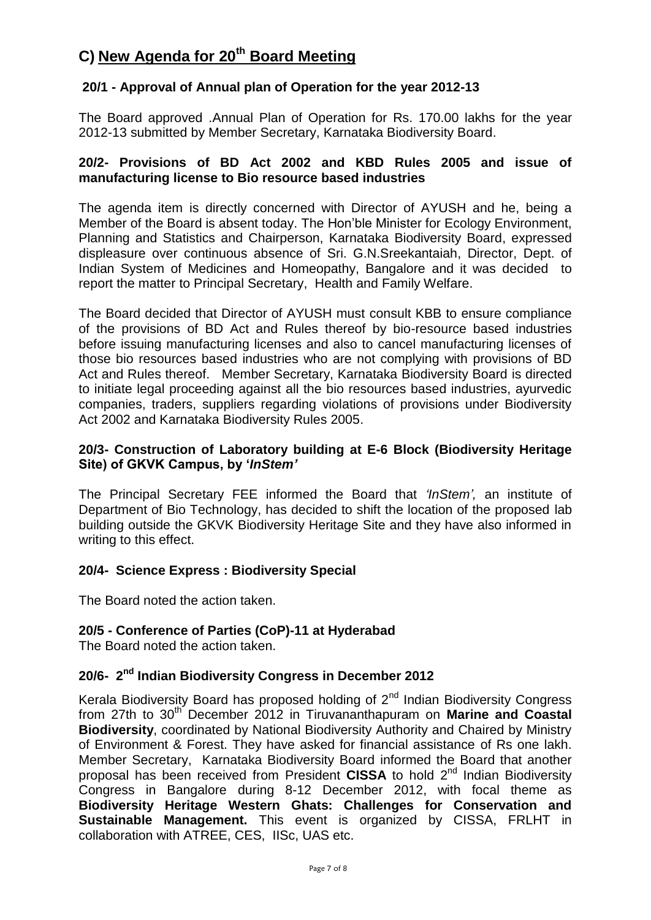# C) New Agenda for 20th Board Meeting

### 20/1 - Approval of Annual plan of Operation for the year 2012-13

The Board approved .Annual Plan of Operation for Rs. 170.00 lakhs for the year 2012-13 submitted by Member Secretary, Karnataka Biodiversity Board.

### 20/2- Provisions of BD Act 2002 and KBD Rules 2005 and issue of manufacturing license to Bio resource based industries

The agenda item is directly concerned with Director of AYUSH and he, being a Member of the Board is absent today. The Hon'ble Minister for Ecology Environment, Planning and Statistics and Chairperson, Karnataka Biodiversity Board, expressed displeasure over continuous absence of Sri. G.N.Sreekantaiah, Director, Dept. of Indian System of Medicines and Homeopathy, Bangalore and it was decided to report the matter to Principal Secretary, Health and Family Welfare.

The Board decided that Director of AYUSH must consult KBB to ensure compliance of the provisions of BD Act and Rules thereof by bio-resource based industries before issuing manufacturing licenses and also to cancel manufacturing licenses of those bio resources based industries who are not complying with provisions of BD Act and Rules thereof. Member Secretary, Karnataka Biodiversity Board is directed to initiate legal proceeding against all the bio resources based industries, ayurvedic companies, traders, suppliers regarding violations of provisions under Biodiversity Act 2002 and Karnataka Biodiversity Rules 2005.

### 20/3- Construction of Laboratory building at E-6 Block (Biodiversity Heritage Site) of GKVK Campus, by '*InStem*'

The Principal Secretary FEE informed the Board that *'InStem',* an institute of Department of Bio Technology, has decided to shift the location of the proposed lab building outside the GKVK Biodiversity Heritage Site and they have also informed in writing to this effect.

### 20/4- Science Express : Biodiversity Special

The Board noted the action taken.

### 20/5 - Conference of Parties (CoP)-11 at Hyderabad

The Board noted the action taken.

### 20/6- 2nd Indian Biodiversity Congress in December 2012

Kerala Biodiversity Board has proposed holding of 2nd Indian Biodiversity Congress from 27th to 30th December 2012 in Tiruvananthapuram on **Marine and Coastal Biodiversity**, coordinated by National Biodiversity Authority and Chaired by Ministry of Environment & Forest. They have asked for financial assistance of Rs one lakh. Member Secretary, Karnataka Biodiversity Board informed the Board that another proposal has been received from President **CISSA** to hold 2nd Indian Biodiversity Congress in Bangalore during 8-12 December 2012, with focal theme as **Biodiversity Heritage Western Ghats: Challenges for Conservation and Sustainable Management.** This event is organized by CISSA, FRLHT in collaboration with ATREE, CES, IISc, UAS etc.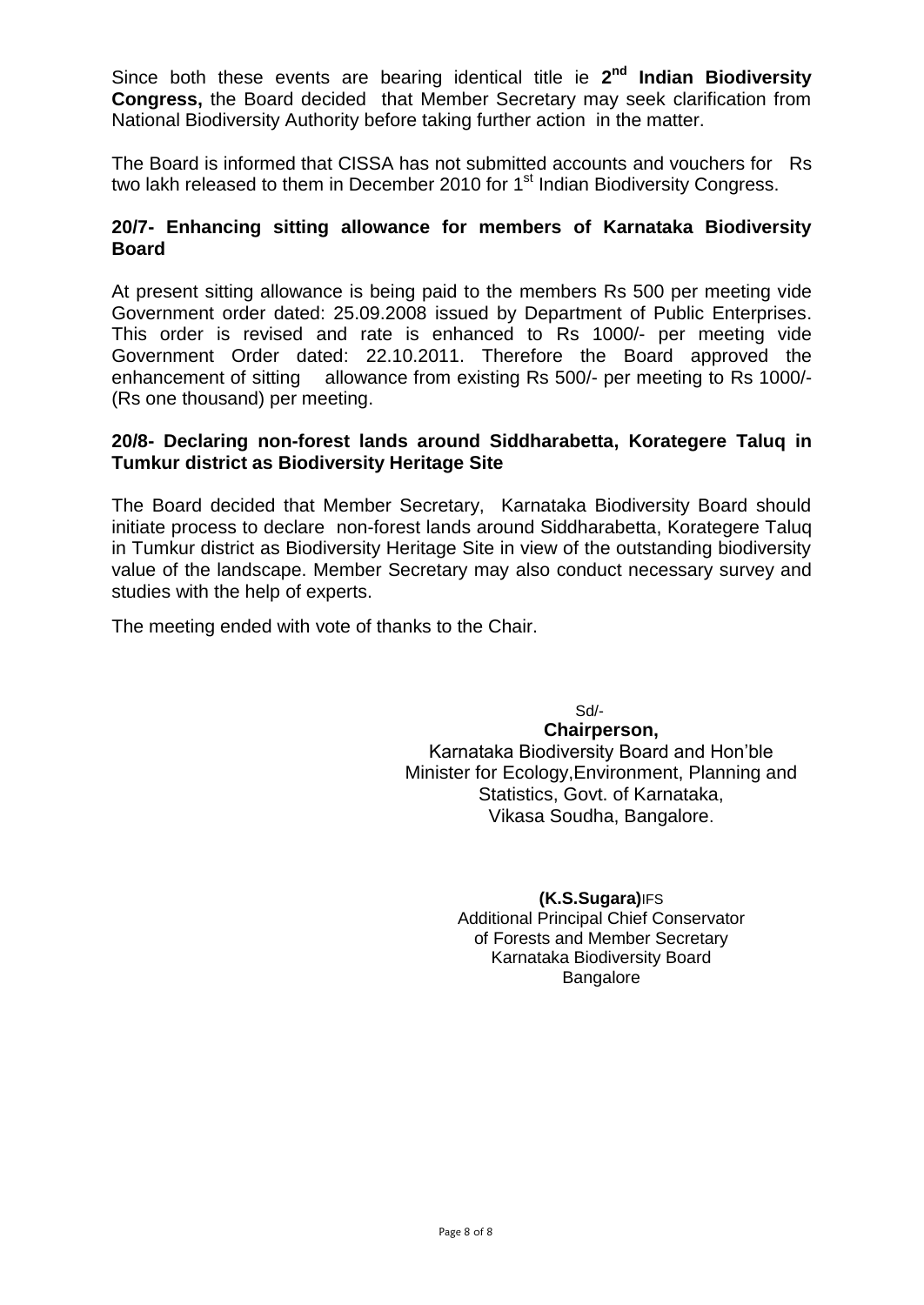Since both these events are bearing identical title ie **2nd Indian Biodiversity Congress,** the Board decided that Member Secretary may seek clarification from National Biodiversity Authority before taking further action in the matter.

The Board is informed that CISSA has not submitted accounts and vouchers for Rs two lakh released to them in December 2010 for 1st Indian Biodiversity Congress.

**20/7- Enhancing sitting allowance for members of Karnataka Biodiversity Board**

At present sitting allowance is being paid to the members Rs 500 per meeting vide Government order dated: 25.09.2008 issued by Department of Public Enterprises. This order is revised and rate is enhanced to Rs 1000/- per meeting vide Government Order dated: 22.10.2011. Therefore the Board approved the enhancement of sitting allowance from existing Rs 500/- per meeting to Rs 1000/- (Rs one thousand) per meeting.

**20/8- Declaring non-forest lands around Siddharabetta, Korategere Taluq in Tumkur district as Biodiversity Heritage Site**

The Board decided that Member Secretary, Karnataka Biodiversity Board should initiate process to declare non-forest lands around Siddharabetta, Korategere Taluq in Tumkur district as Biodiversity Heritage Site in view of the outstanding biodiversity value of the landscape. Member Secretary may also conduct necessary survey and studies with the help of experts.

The meeting ended with vote of thanks to the Chair.

Sd/-
**Chairperson,**
Karnataka Biodiversity Board and Hon'ble
Minister for Ecology,Environment, Planning and
Statistics, Govt. of Karnataka,
Vikasa Soudha, Bangalore.

**(K.S.Sugara)**IFS
Additional Principal Chief Conservator
of Forests and Member Secretary
Karnataka Biodiversity Board
Bangalore